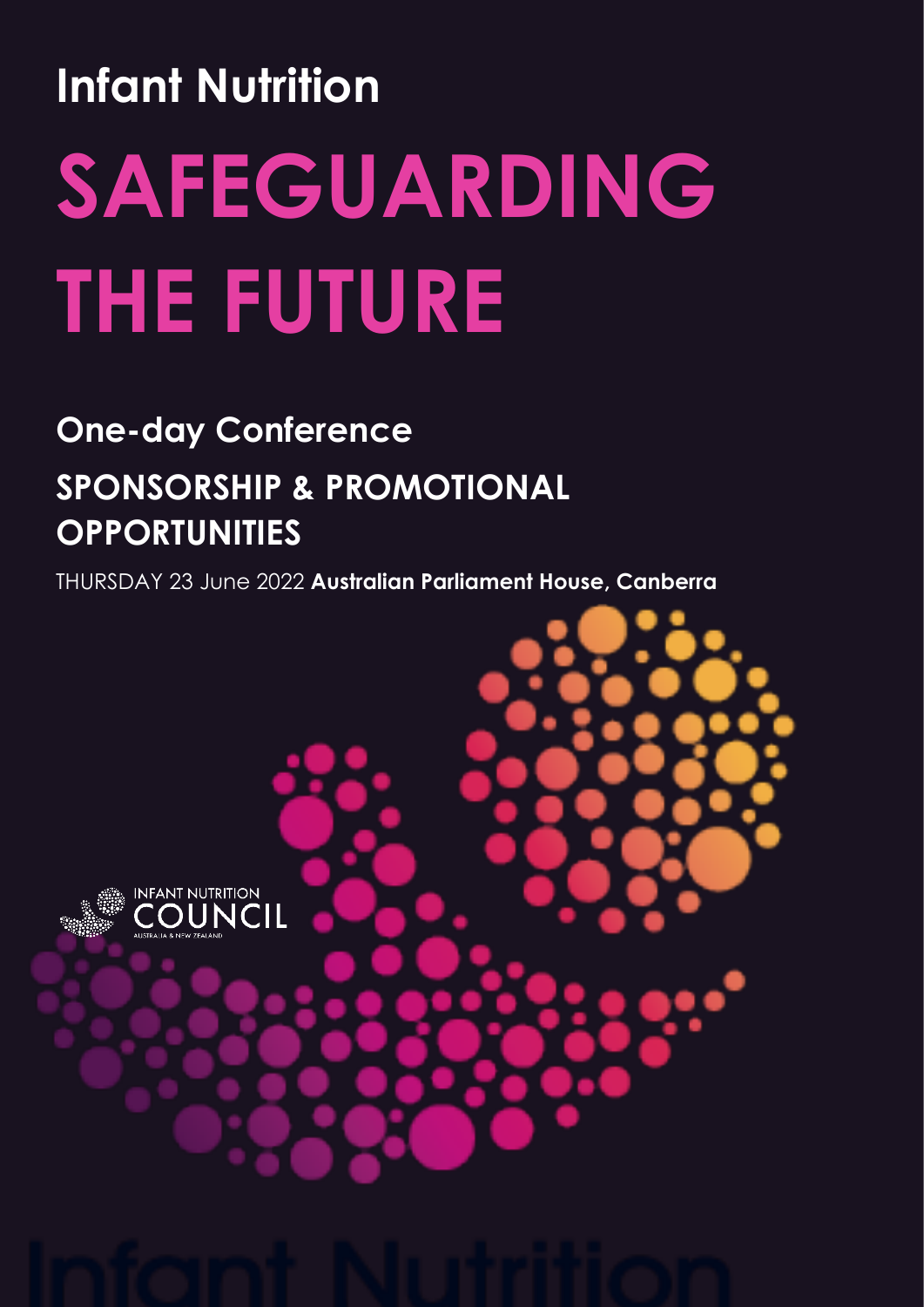# Infant Nutrition

# SAFEGUARDING THE FUTURE

## One-day Conference

## SPONSORSHIP & PROMOTIONAL OPPORTUNITIES

THURSDAY 23 June 2022 **Australian Parliament House, Canberra**

INFANT NUTRITION COUNCIL
AUSTRALIA & NEW ZEALAND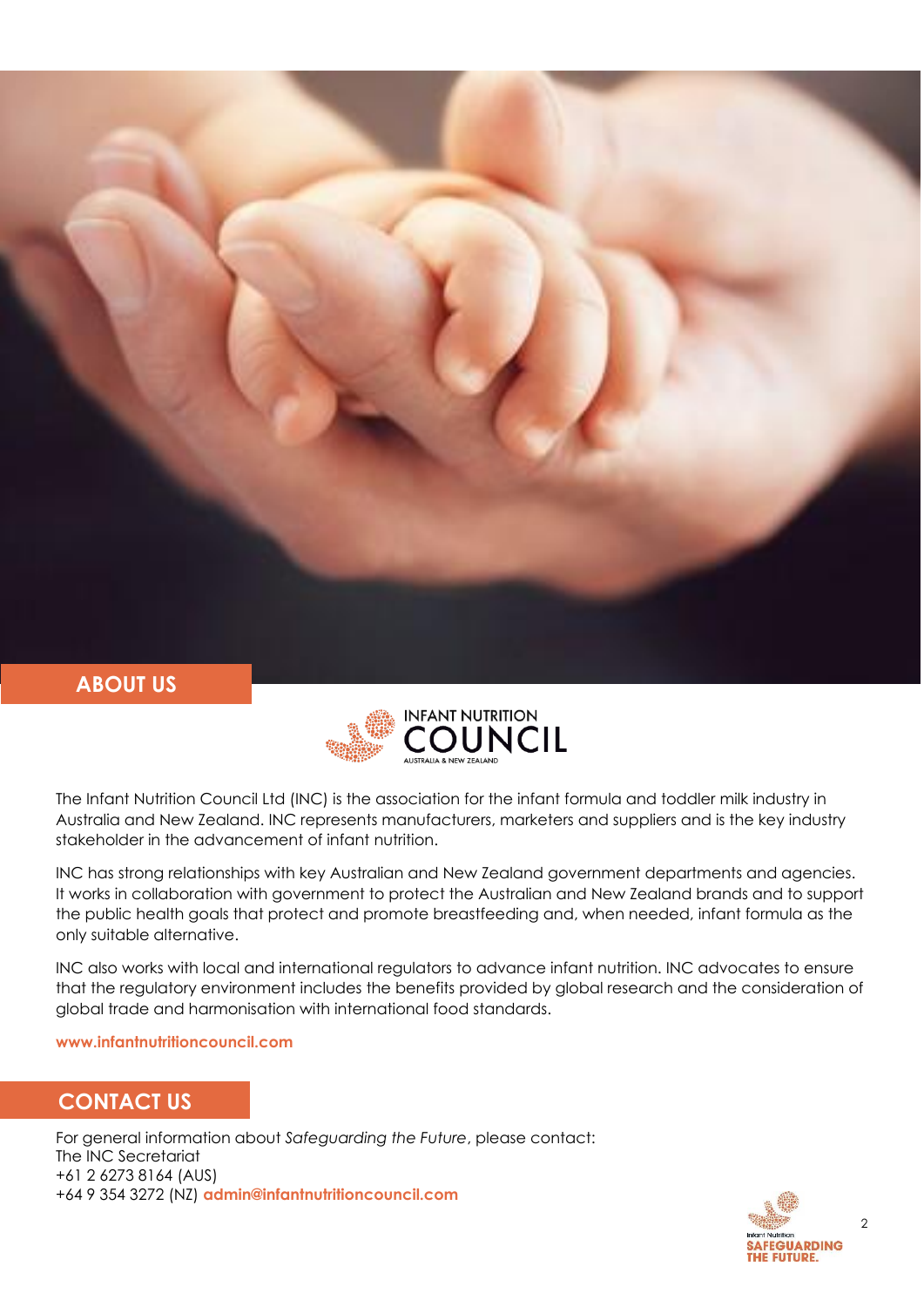## ABOUT US

The Infant Nutrition Council Ltd (INC) is the association for the infant formula and toddler milk industry in Australia and New Zealand. INC represents manufacturers, marketers and suppliers and is the key industry stakeholder in the advancement of infant nutrition.

INC has strong relationships with key Australian and New Zealand government departments and agencies. It works in collaboration with government to protect the Australian and New Zealand brands and to support the public health goals that protect and promote breastfeeding and, when needed, infant formula as the only suitable alternative.

INC also works with local and international regulators to advance infant nutrition. INC advocates to ensure that the regulatory environment includes the benefits provided by global research and the consideration of global trade and harmonisation with international food standards.

**www.infantnutritioncouncil.com**

## CONTACT US

For general information about *Safeguarding the Future*, please contact:
The INC Secretariat
+61 2 6273 8164 (AUS)
+64 9 354 3272 (NZ) **admin@infantnutritioncouncil.com**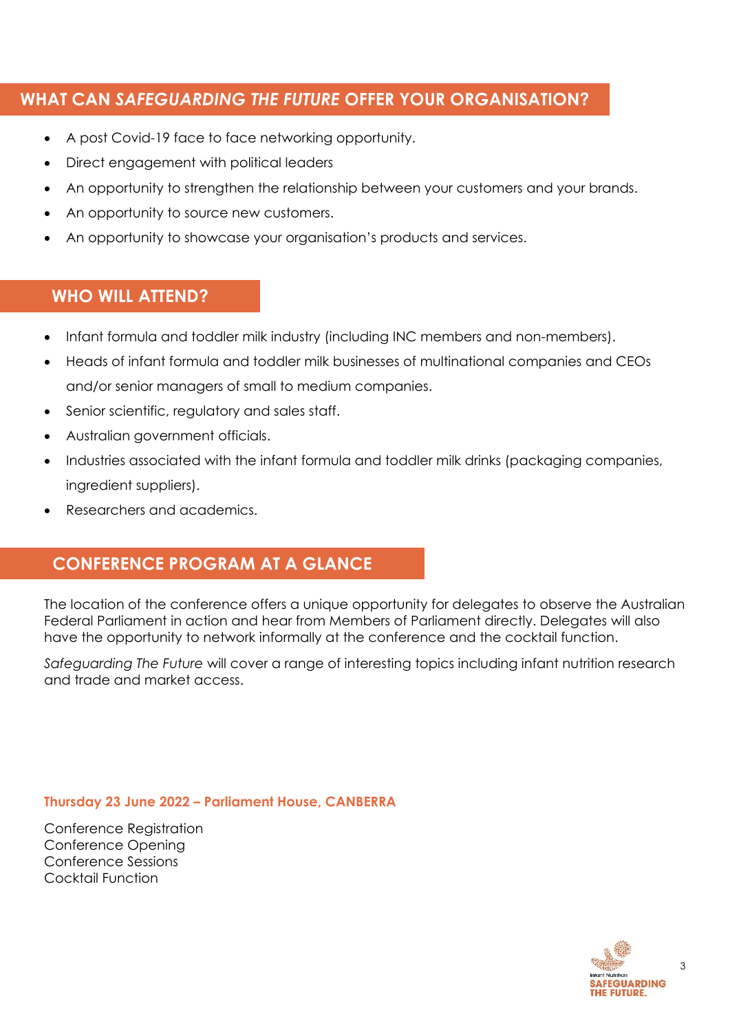## WHAT CAN *SAFEGUARDING THE FUTURE* OFFER YOUR ORGANISATION?

- A post Covid-19 face to face networking opportunity.
- Direct engagement with political leaders
- An opportunity to strengthen the relationship between your customers and your brands.
- An opportunity to source new customers.
- An opportunity to showcase your organisation's products and services.

## WHO WILL ATTEND?

- Infant formula and toddler milk industry (including INC members and non-members).
- Heads of infant formula and toddler milk businesses of multinational companies and CEOs and/or senior managers of small to medium companies.
- Senior scientific, regulatory and sales staff.
- Australian government officials.
- Industries associated with the infant formula and toddler milk drinks (packaging companies, ingredient suppliers).
- Researchers and academics.

## CONFERENCE PROGRAM AT A GLANCE

The location of the conference offers a unique opportunity for delegates to observe the Australian Federal Parliament in action and hear from Members of Parliament directly. Delegates will also have the opportunity to network informally at the conference and the cocktail function.

*Safeguarding The Future* will cover a range of interesting topics including infant nutrition research and trade and market access.

**Thursday 23 June 2022 – Parliament House, CANBERRA**

Conference Registration
Conference Opening
Conference Sessions
Cocktail Function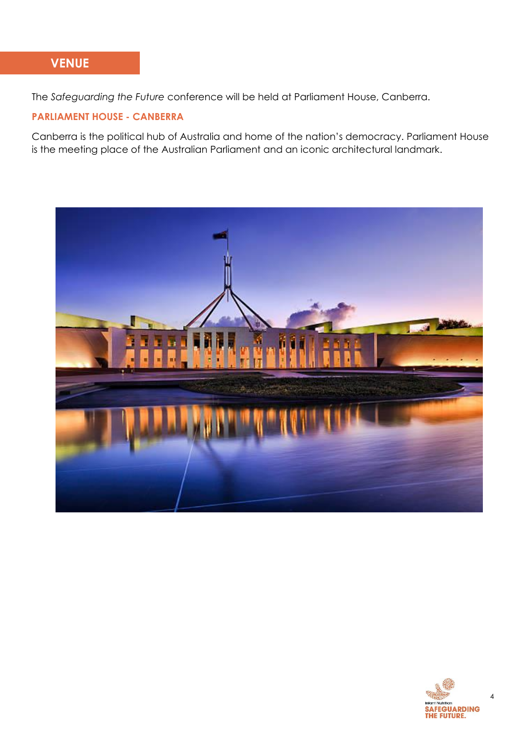# VENUE

The *Safeguarding the Future* conference will be held at Parliament House, Canberra.

## PARLIAMENT HOUSE - CANBERRA

Canberra is the political hub of Australia and home of the nation's democracy. Parliament House is the meeting place of the Australian Parliament and an iconic architectural landmark.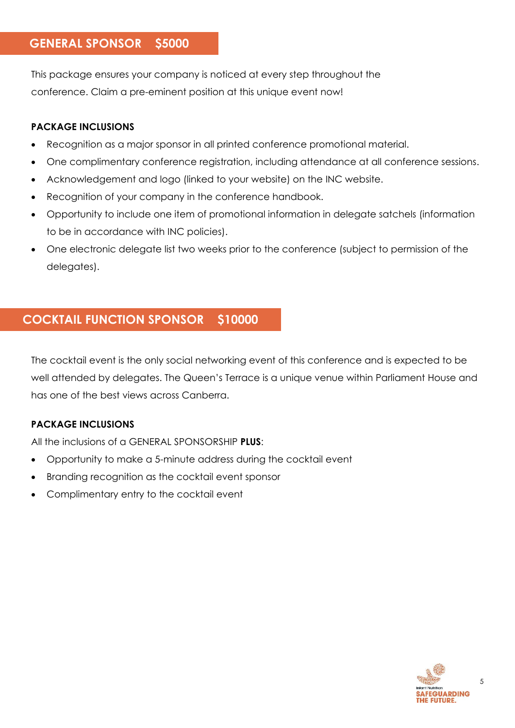## GENERAL SPONSOR $5000

This package ensures your company is noticed at every step throughout the conference. Claim a pre-eminent position at this unique event now!

**PACKAGE INCLUSIONS**

- Recognition as a major sponsor in all printed conference promotional material.
- One complimentary conference registration, including attendance at all conference sessions.
- Acknowledgement and logo (linked to your website) on the INC website.
- Recognition of your company in the conference handbook.
- Opportunity to include one item of promotional information in delegate satchels (information to be in accordance with INC policies).
- One electronic delegate list two weeks prior to the conference (subject to permission of the delegates).

## COCKTAIL FUNCTION SPONSOR $10000

The cocktail event is the only social networking event of this conference and is expected to be well attended by delegates. The Queen's Terrace is a unique venue within Parliament House and has one of the best views across Canberra.

**PACKAGE INCLUSIONS**

All the inclusions of a GENERAL SPONSORSHIP **PLUS**:

- Opportunity to make a 5-minute address during the cocktail event
- Branding recognition as the cocktail event sponsor
- Complimentary entry to the cocktail event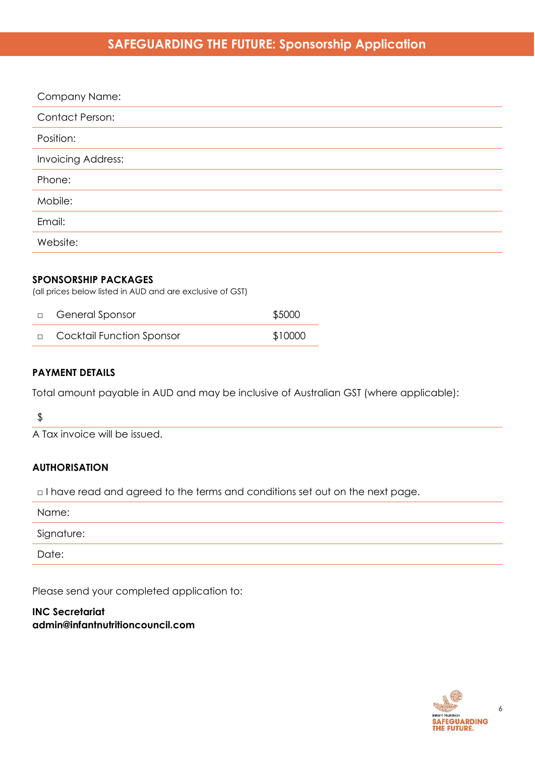# SAFEGUARDING THE FUTURE: Sponsorship Application

| Company Name: |
|---|
| Contact Person: |
| Position: |
| Invoicing Address: |
| Phone: |
| Mobile: |
| Email: |
| Website: |

**SPONSORSHIP PACKAGES**
(all prices below listed in AUD and are exclusive of GST)

| | | |
|---|---|---|
| □ | General Sponsor | $5000 |
| □ | Cocktail Function Sponsor | $10000 |

**PAYMENT DETAILS**

Total amount payable in AUD and may be inclusive of Australian GST (where applicable):

$

A Tax invoice will be issued.

**AUTHORISATION**

□ I have read and agreed to the terms and conditions set out on the next page.

| Name: |
|---|
| Signature: |
| Date: |

Please send your completed application to:

**INC Secretariat**
**admin@infantnutritioncouncil.com**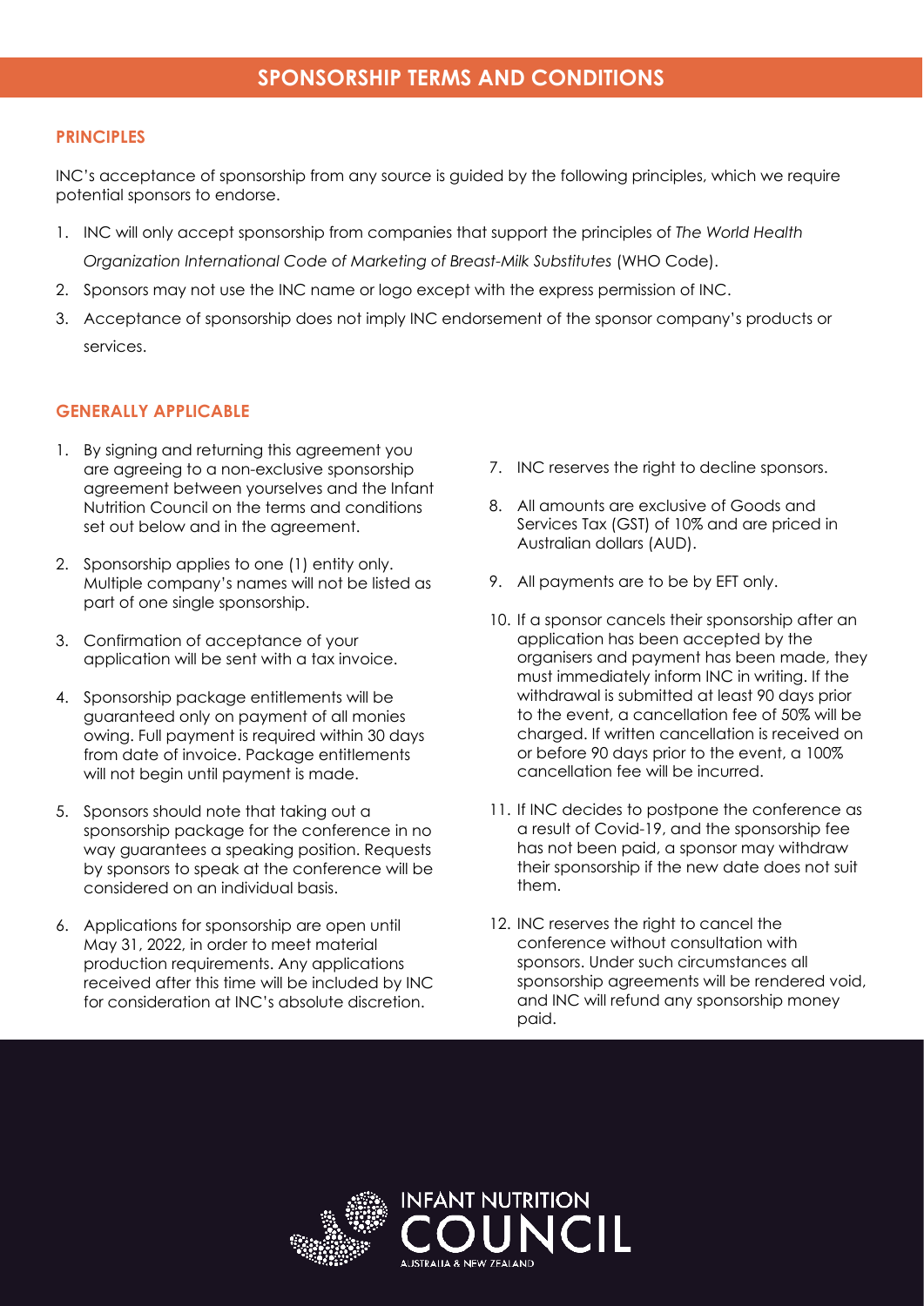# SPONSORSHIP TERMS AND CONDITIONS

## PRINCIPLES

INC's acceptance of sponsorship from any source is guided by the following principles, which we require potential sponsors to endorse.

1. INC will only accept sponsorship from companies that support the principles of *The World Health Organization International Code of Marketing of Breast-Milk Substitutes* (WHO Code).
2. Sponsors may not use the INC name or logo except with the express permission of INC.
3. Acceptance of sponsorship does not imply INC endorsement of the sponsor company's products or services.

## GENERALLY APPLICABLE

1. By signing and returning this agreement you are agreeing to a non-exclusive sponsorship agreement between yourselves and the Infant Nutrition Council on the terms and conditions set out below and in the agreement.
2. Sponsorship applies to one (1) entity only. Multiple company's names will not be listed as part of one single sponsorship.
3. Confirmation of acceptance of your application will be sent with a tax invoice.
4. Sponsorship package entitlements will be guaranteed only on payment of all monies owing. Full payment is required within 30 days from date of invoice. Package entitlements will not begin until payment is made.
5. Sponsors should note that taking out a sponsorship package for the conference in no way guarantees a speaking position. Requests by sponsors to speak at the conference will be considered on an individual basis.
6. Applications for sponsorship are open until May 31, 2022, in order to meet material production requirements. Any applications received after this time will be included by INC for consideration at INC's absolute discretion.
7. INC reserves the right to decline sponsors.
8. All amounts are exclusive of Goods and Services Tax (GST) of 10% and are priced in Australian dollars (AUD).
9. All payments are to be by EFT only.
10. If a sponsor cancels their sponsorship after an application has been accepted by the organisers and payment has been made, they must immediately inform INC in writing. If the withdrawal is submitted at least 90 days prior to the event, a cancellation fee of 50% will be charged. If written cancellation is received on or before 90 days prior to the event, a 100% cancellation fee will be incurred.
11. If INC decides to postpone the conference as a result of Covid-19, and the sponsorship fee has not been paid, a sponsor may withdraw their sponsorship if the new date does not suit them.
12. INC reserves the right to cancel the conference without consultation with sponsors. Under such circumstances all sponsorship agreements will be rendered void, and INC will refund any sponsorship money paid.

INFANT NUTRITION COUNCIL
AUSTRALIA & NEW ZEALAND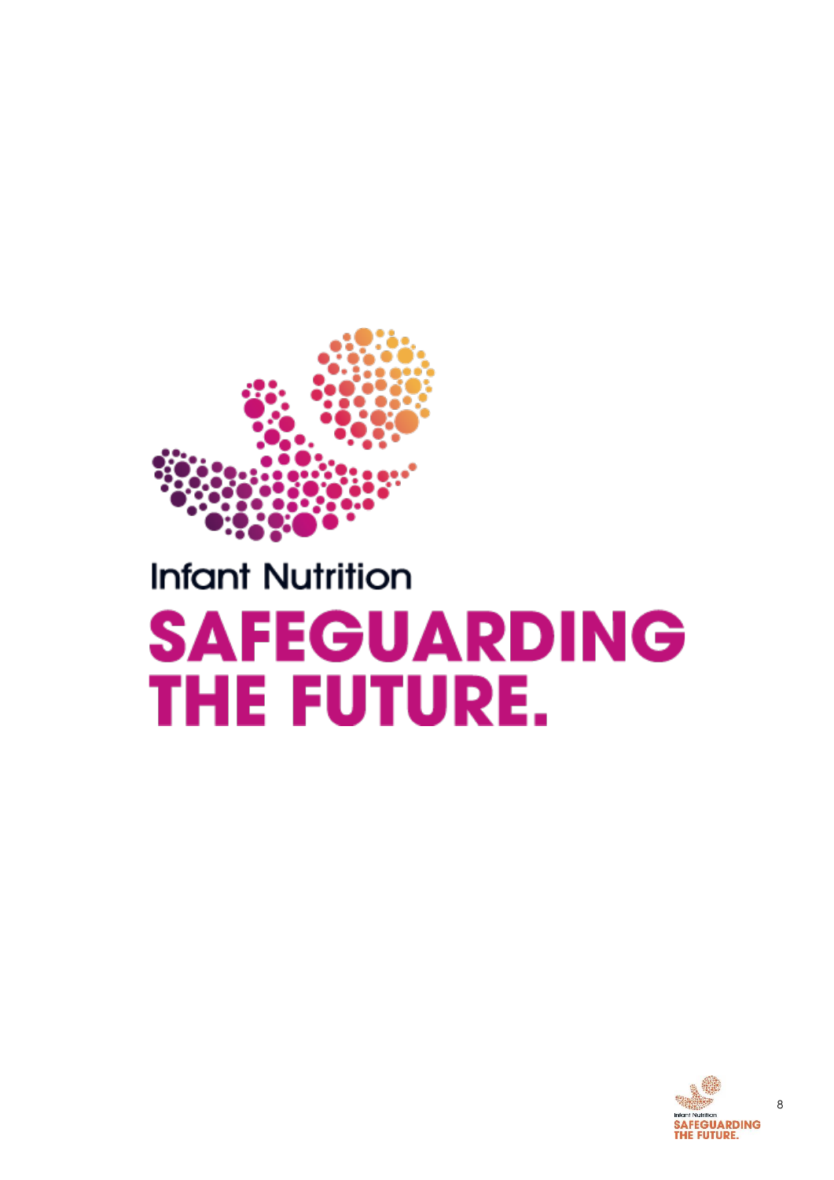Infant Nutrition

# SAFEGUARDING THE FUTURE.